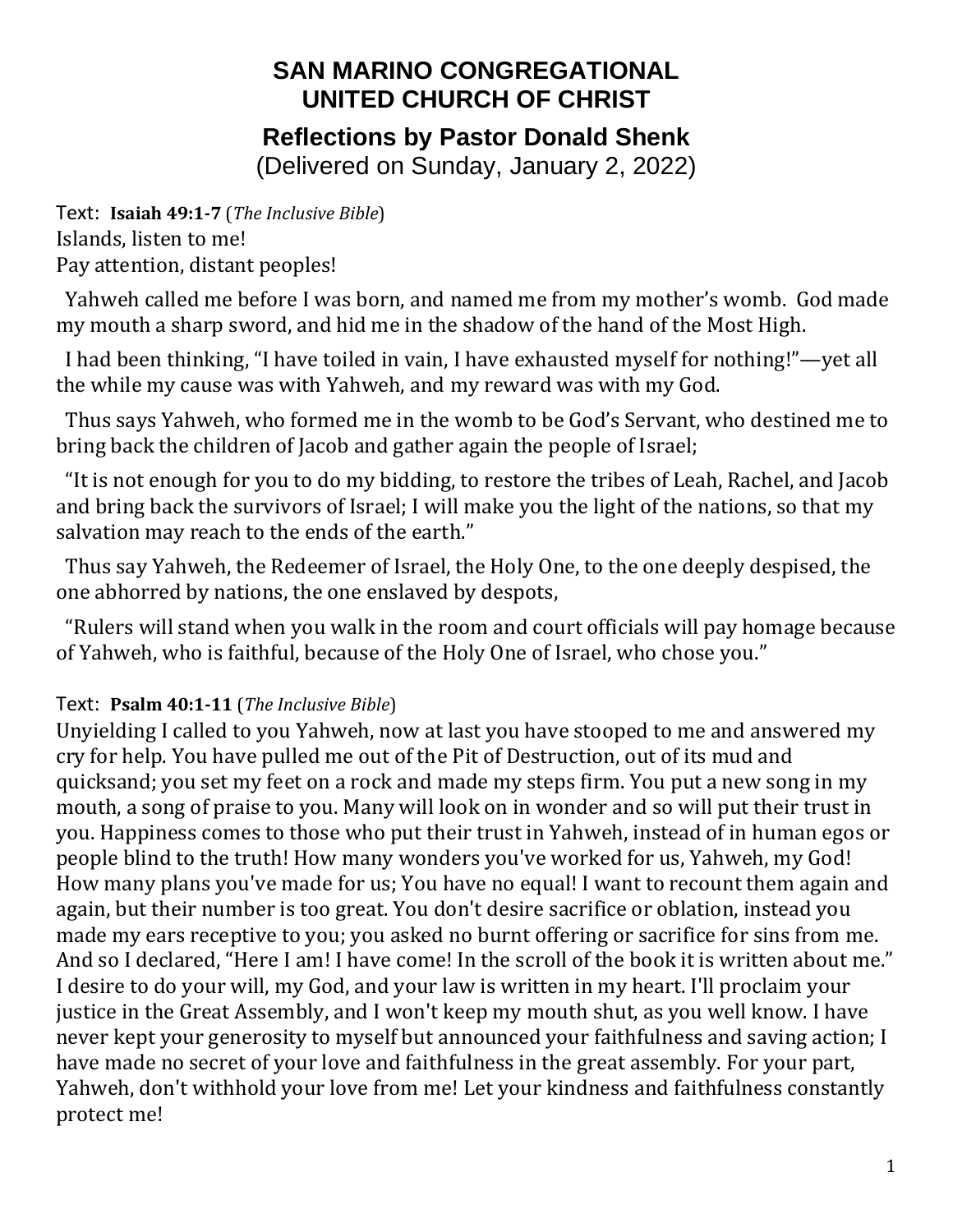# SAN MARINO CONGREGATIONAL UNITED CHURCH OF CHRIST

## Reflections by Pastor Donald Shenk

(Delivered on Sunday, January 2, 2022)

Text: **Isaiah 49:1-7** (*The Inclusive Bible*)
Islands, listen to me!
Pay attention, distant peoples!

Yahweh called me before I was born, and named me from my mother's womb. God made my mouth a sharp sword, and hid me in the shadow of the hand of the Most High.

I had been thinking, "I have toiled in vain, I have exhausted myself for nothing!"—yet all the while my cause was with Yahweh, and my reward was with my God.

Thus says Yahweh, who formed me in the womb to be God's Servant, who destined me to bring back the children of Jacob and gather again the people of Israel;

"It is not enough for you to do my bidding, to restore the tribes of Leah, Rachel, and Jacob and bring back the survivors of Israel; I will make you the light of the nations, so that my salvation may reach to the ends of the earth."

Thus say Yahweh, the Redeemer of Israel, the Holy One, to the one deeply despised, the one abhorred by nations, the one enslaved by despots,

"Rulers will stand when you walk in the room and court officials will pay homage because of Yahweh, who is faithful, because of the Holy One of Israel, who chose you."

Text: **Psalm 40:1-11** (*The Inclusive Bible*)
Unyielding I called to you Yahweh, now at last you have stooped to me and answered my cry for help. You have pulled me out of the Pit of Destruction, out of its mud and quicksand; you set my feet on a rock and made my steps firm. You put a new song in my mouth, a song of praise to you. Many will look on in wonder and so will put their trust in you. Happiness comes to those who put their trust in Yahweh, instead of in human egos or people blind to the truth! How many wonders you've worked for us, Yahweh, my God! How many plans you've made for us; You have no equal! I want to recount them again and again, but their number is too great. You don't desire sacrifice or oblation, instead you made my ears receptive to you; you asked no burnt offering or sacrifice for sins from me. And so I declared, "Here I am! I have come! In the scroll of the book it is written about me." I desire to do your will, my God, and your law is written in my heart. I'll proclaim your justice in the Great Assembly, and I won't keep my mouth shut, as you well know. I have never kept your generosity to myself but announced your faithfulness and saving action; I have made no secret of your love and faithfulness in the great assembly. For your part, Yahweh, don't withhold your love from me! Let your kindness and faithfulness constantly protect me!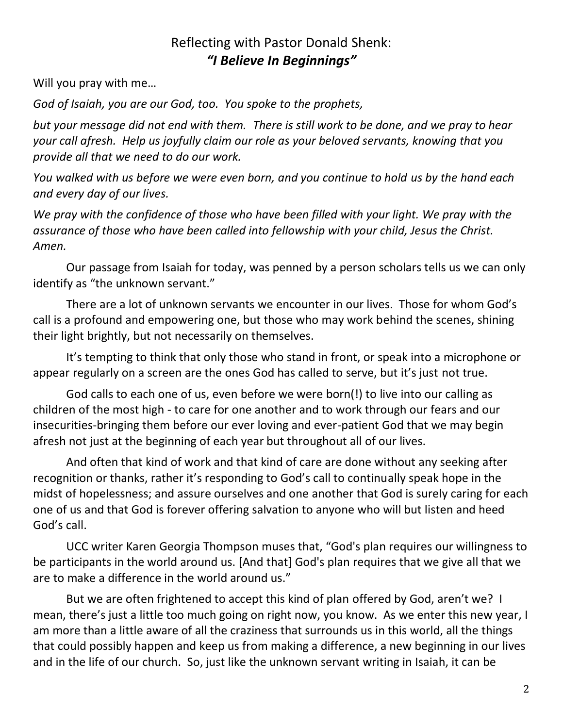## Reflecting with Pastor Donald Shenk:
## *"I Believe In Beginnings"*

Will you pray with me…

*God of Isaiah, you are our God, too. You spoke to the prophets,*

*but your message did not end with them. There is still work to be done, and we pray to hear your call afresh. Help us joyfully claim our role as your beloved servants, knowing that you provide all that we need to do our work.*

*You walked with us before we were even born, and you continue to hold us by the hand each and every day of our lives.*

*We pray with the confidence of those who have been filled with your light. We pray with the assurance of those who have been called into fellowship with your child, Jesus the Christ. Amen.*

Our passage from Isaiah for today, was penned by a person scholars tells us we can only identify as "the unknown servant."

There are a lot of unknown servants we encounter in our lives. Those for whom God's call is a profound and empowering one, but those who may work behind the scenes, shining their light brightly, but not necessarily on themselves.

It's tempting to think that only those who stand in front, or speak into a microphone or appear regularly on a screen are the ones God has called to serve, but it's just not true.

God calls to each one of us, even before we were born(!) to live into our calling as children of the most high - to care for one another and to work through our fears and our insecurities-bringing them before our ever loving and ever-patient God that we may begin afresh not just at the beginning of each year but throughout all of our lives.

And often that kind of work and that kind of care are done without any seeking after recognition or thanks, rather it's responding to God's call to continually speak hope in the midst of hopelessness; and assure ourselves and one another that God is surely caring for each one of us and that God is forever offering salvation to anyone who will but listen and heed God's call.

UCC writer Karen Georgia Thompson muses that, "God's plan requires our willingness to be participants in the world around us. [And that] God's plan requires that we give all that we are to make a difference in the world around us."

But we are often frightened to accept this kind of plan offered by God, aren't we? I mean, there's just a little too much going on right now, you know. As we enter this new year, I am more than a little aware of all the craziness that surrounds us in this world, all the things that could possibly happen and keep us from making a difference, a new beginning in our lives and in the life of our church. So, just like the unknown servant writing in Isaiah, it can be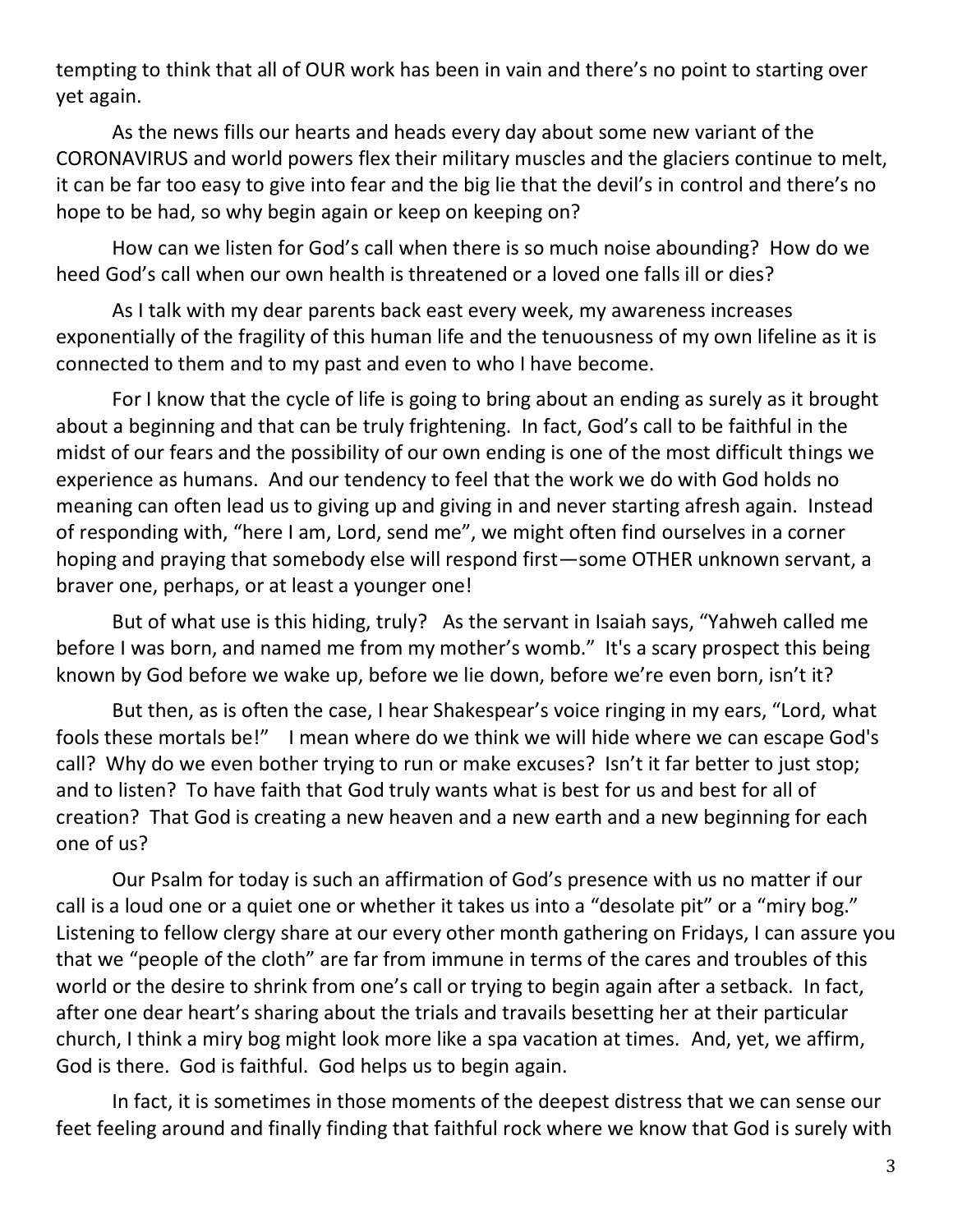tempting to think that all of OUR work has been in vain and there's no point to starting over yet again.

As the news fills our hearts and heads every day about some new variant of the CORONAVIRUS and world powers flex their military muscles and the glaciers continue to melt, it can be far too easy to give into fear and the big lie that the devil's in control and there's no hope to be had, so why begin again or keep on keeping on?

How can we listen for God's call when there is so much noise abounding? How do we heed God's call when our own health is threatened or a loved one falls ill or dies?

As I talk with my dear parents back east every week, my awareness increases exponentially of the fragility of this human life and the tenuousness of my own lifeline as it is connected to them and to my past and even to who I have become.

For I know that the cycle of life is going to bring about an ending as surely as it brought about a beginning and that can be truly frightening. In fact, God's call to be faithful in the midst of our fears and the possibility of our own ending is one of the most difficult things we experience as humans. And our tendency to feel that the work we do with God holds no meaning can often lead us to giving up and giving in and never starting afresh again. Instead of responding with, "here I am, Lord, send me", we might often find ourselves in a corner hoping and praying that somebody else will respond first—some OTHER unknown servant, a braver one, perhaps, or at least a younger one!

But of what use is this hiding, truly? As the servant in Isaiah says, "Yahweh called me before I was born, and named me from my mother's womb." It's a scary prospect this being known by God before we wake up, before we lie down, before we're even born, isn't it?

But then, as is often the case, I hear Shakespear's voice ringing in my ears, "Lord, what fools these mortals be!" I mean where do we think we will hide where we can escape God's call? Why do we even bother trying to run or make excuses? Isn't it far better to just stop; and to listen? To have faith that God truly wants what is best for us and best for all of creation? That God is creating a new heaven and a new earth and a new beginning for each one of us?

Our Psalm for today is such an affirmation of God's presence with us no matter if our call is a loud one or a quiet one or whether it takes us into a "desolate pit" or a "miry bog." Listening to fellow clergy share at our every other month gathering on Fridays, I can assure you that we "people of the cloth" are far from immune in terms of the cares and troubles of this world or the desire to shrink from one's call or trying to begin again after a setback. In fact, after one dear heart's sharing about the trials and travails besetting her at their particular church, I think a miry bog might look more like a spa vacation at times. And, yet, we affirm, God is there. God is faithful. God helps us to begin again.

In fact, it is sometimes in those moments of the deepest distress that we can sense our feet feeling around and finally finding that faithful rock where we know that God is surely with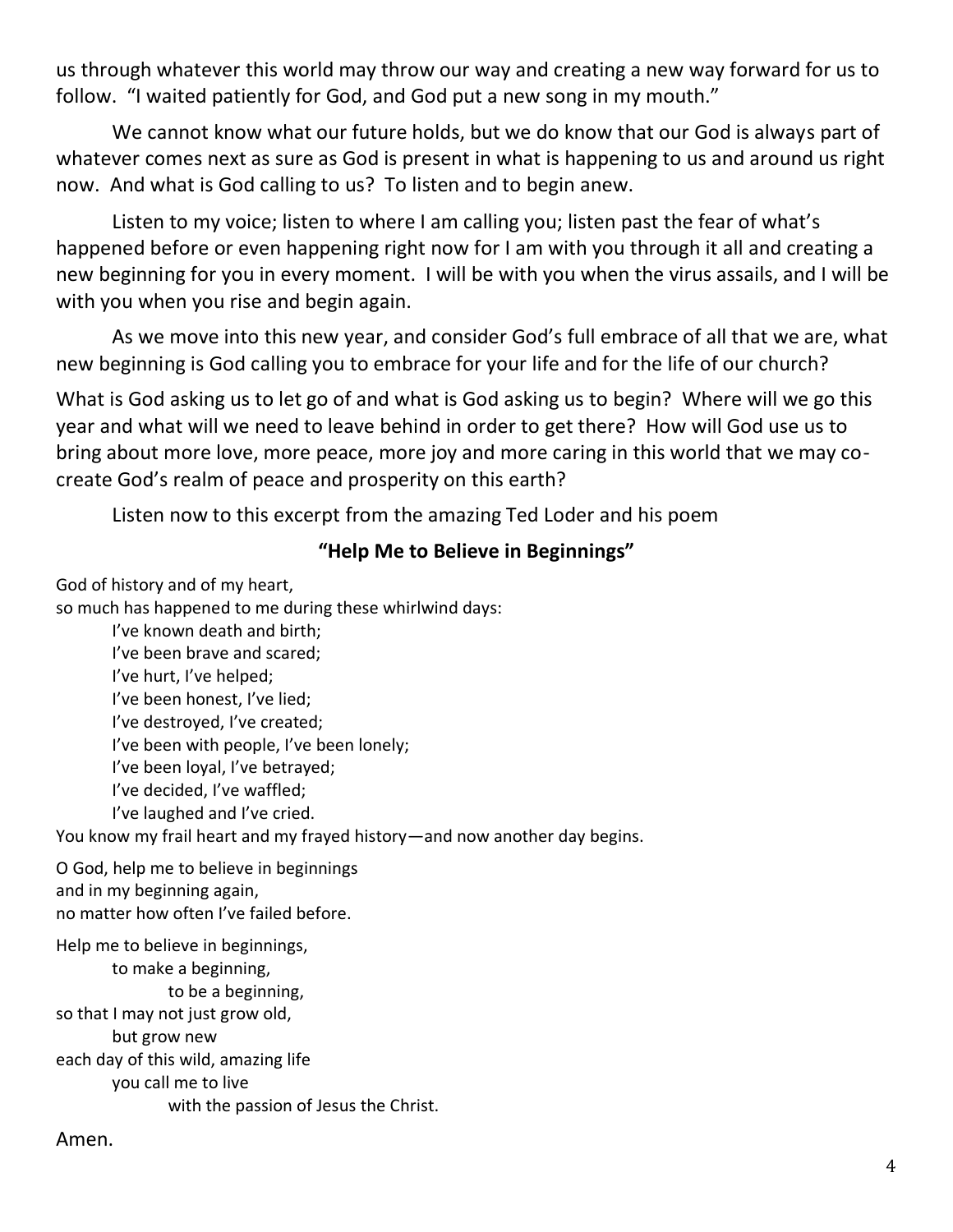us through whatever this world may throw our way and creating a new way forward for us to follow. "I waited patiently for God, and God put a new song in my mouth."

We cannot know what our future holds, but we do know that our God is always part of whatever comes next as sure as God is present in what is happening to us and around us right now. And what is God calling to us? To listen and to begin anew.

Listen to my voice; listen to where I am calling you; listen past the fear of what's happened before or even happening right now for I am with you through it all and creating a new beginning for you in every moment. I will be with you when the virus assails, and I will be with you when you rise and begin again.

As we move into this new year, and consider God's full embrace of all that we are, what new beginning is God calling you to embrace for your life and for the life of our church?

What is God asking us to let go of and what is God asking us to begin? Where will we go this year and what will we need to leave behind in order to get there? How will God use us to bring about more love, more peace, more joy and more caring in this world that we may co-create God's realm of peace and prosperity on this earth?

Listen now to this excerpt from the amazing Ted Loder and his poem

**"Help Me to Believe in Beginnings"**

God of history and of my heart,
so much has happened to me during these whirlwind days:
    I've known death and birth;
    I've been brave and scared;
    I've hurt, I've helped;
    I've been honest, I've lied;
    I've destroyed, I've created;
    I've been with people, I've been lonely;
    I've been loyal, I've betrayed;
    I've decided, I've waffled;
    I've laughed and I've cried.
You know my frail heart and my frayed history—and now another day begins.

O God, help me to believe in beginnings
and in my beginning again,
no matter how often I've failed before.

Help me to believe in beginnings,
    to make a beginning,
        to be a beginning,
so that I may not just grow old,
    but grow new
each day of this wild, amazing life
    you call me to live
        with the passion of Jesus the Christ.

Amen.